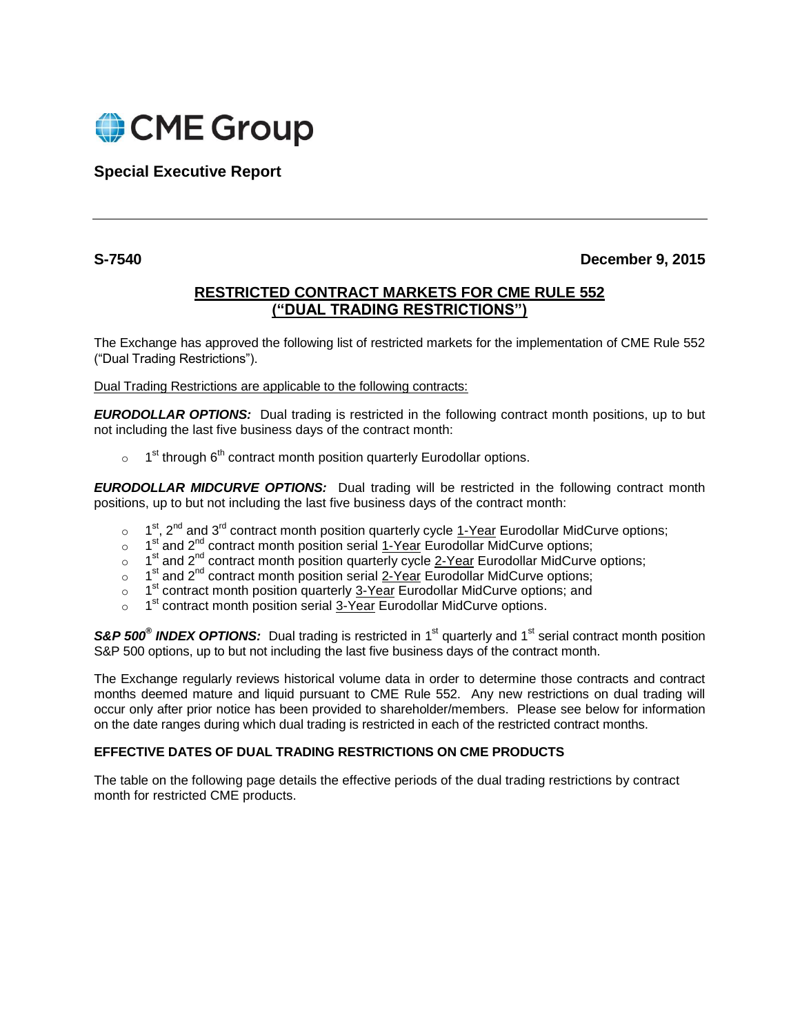CME Group

## Special Executive Report

**S-7540** **December 9, 2015**

# RESTRICTED CONTRACT MARKETS FOR CME RULE 552 ("DUAL TRADING RESTRICTIONS")

The Exchange has approved the following list of restricted markets for the implementation of CME Rule 552 ("Dual Trading Restrictions").

Dual Trading Restrictions are applicable to the following contracts:

***EURODOLLAR OPTIONS:*** Dual trading is restricted in the following contract month positions, up to but not including the last five business days of the contract month:

- 1st through 6th contract month position quarterly Eurodollar options.

***EURODOLLAR MIDCURVE OPTIONS:*** Dual trading will be restricted in the following contract month positions, up to but not including the last five business days of the contract month:

- 1st, 2nd and 3rd contract month position quarterly cycle 1-Year Eurodollar MidCurve options;
- 1st and 2nd contract month position serial 1-Year Eurodollar MidCurve options;
- 1st and 2nd contract month position quarterly cycle 2-Year Eurodollar MidCurve options;
- 1st and 2nd contract month position serial 2-Year Eurodollar MidCurve options;
- 1st contract month position quarterly 3-Year Eurodollar MidCurve options; and
- 1st contract month position serial 3-Year Eurodollar MidCurve options.

***S&P 500® INDEX OPTIONS:*** Dual trading is restricted in 1st quarterly and 1st serial contract month position S&P 500 options, up to but not including the last five business days of the contract month.

The Exchange regularly reviews historical volume data in order to determine those contracts and contract months deemed mature and liquid pursuant to CME Rule 552. Any new restrictions on dual trading will occur only after prior notice has been provided to shareholder/members. Please see below for information on the date ranges during which dual trading is restricted in each of the restricted contract months.

**EFFECTIVE DATES OF DUAL TRADING RESTRICTIONS ON CME PRODUCTS**

The table on the following page details the effective periods of the dual trading restrictions by contract month for restricted CME products.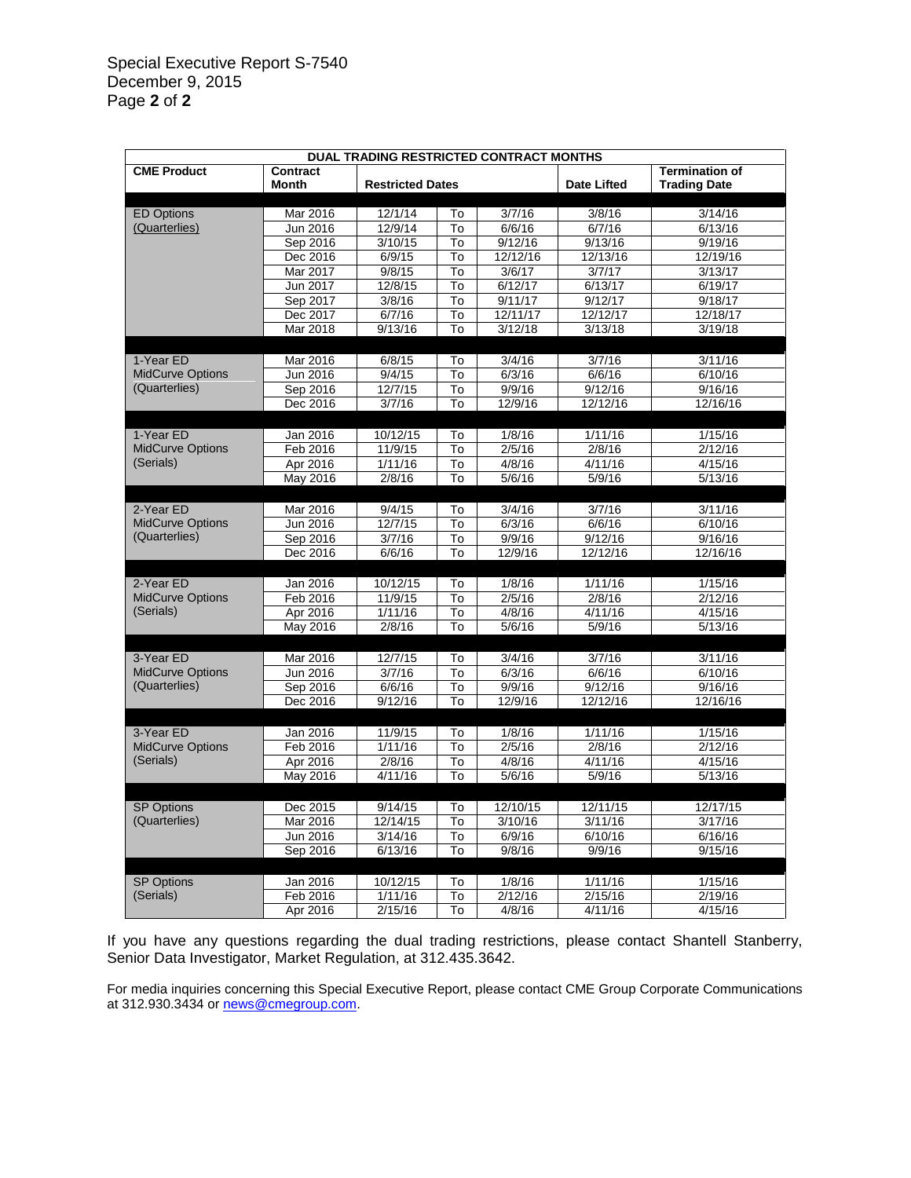| DUAL TRADING RESTRICTED CONTRACT MONTHS | | | | | | |
|---|---|---|---|---|---|---|
| **CME Product** | **Contract Month** | **Restricted Dates** | | | **Date Lifted** | **Termination of Trading Date** |
| ED Options (Quarterlies) | Mar 2016 | 12/1/14 | To | 3/7/16 | 3/8/16 | 3/14/16 |
| | Jun 2016 | 12/9/14 | To | 6/6/16 | 6/7/16 | 6/13/16 |
| | Sep 2016 | 3/10/15 | To | 9/12/16 | 9/13/16 | 9/19/16 |
| | Dec 2016 | 6/9/15 | To | 12/12/16 | 12/13/16 | 12/19/16 |
| | Mar 2017 | 9/8/15 | To | 3/6/17 | 3/7/17 | 3/13/17 |
| | Jun 2017 | 12/8/15 | To | 6/12/17 | 6/13/17 | 6/19/17 |
| | Sep 2017 | 3/8/16 | To | 9/11/17 | 9/12/17 | 9/18/17 |
| | Dec 2017 | 6/7/16 | To | 12/11/17 | 12/12/17 | 12/18/17 |
| | Mar 2018 | 9/13/16 | To | 3/12/18 | 3/13/18 | 3/19/18 |
| 1-Year ED MidCurve Options (Quarterlies) | Mar 2016 | 6/8/15 | To | 3/4/16 | 3/7/16 | 3/11/16 |
| | Jun 2016 | 9/4/15 | To | 6/3/16 | 6/6/16 | 6/10/16 |
| | Sep 2016 | 12/7/15 | To | 9/9/16 | 9/12/16 | 9/16/16 |
| | Dec 2016 | 3/7/16 | To | 12/9/16 | 12/12/16 | 12/16/16 |
| 1-Year ED MidCurve Options (Serials) | Jan 2016 | 10/12/15 | To | 1/8/16 | 1/11/16 | 1/15/16 |
| | Feb 2016 | 11/9/15 | To | 2/5/16 | 2/8/16 | 2/12/16 |
| | Apr 2016 | 1/11/16 | To | 4/8/16 | 4/11/16 | 4/15/16 |
| | May 2016 | 2/8/16 | To | 5/6/16 | 5/9/16 | 5/13/16 |
| 2-Year ED MidCurve Options (Quarterlies) | Mar 2016 | 9/4/15 | To | 3/4/16 | 3/7/16 | 3/11/16 |
| | Jun 2016 | 12/7/15 | To | 6/3/16 | 6/6/16 | 6/10/16 |
| | Sep 2016 | 3/7/16 | To | 9/9/16 | 9/12/16 | 9/16/16 |
| | Dec 2016 | 6/6/16 | To | 12/9/16 | 12/12/16 | 12/16/16 |
| 2-Year ED MidCurve Options (Serials) | Jan 2016 | 10/12/15 | To | 1/8/16 | 1/11/16 | 1/15/16 |
| | Feb 2016 | 11/9/15 | To | 2/5/16 | 2/8/16 | 2/12/16 |
| | Apr 2016 | 1/11/16 | To | 4/8/16 | 4/11/16 | 4/15/16 |
| | May 2016 | 2/8/16 | To | 5/6/16 | 5/9/16 | 5/13/16 |
| 3-Year ED MidCurve Options (Quarterlies) | Mar 2016 | 12/7/15 | To | 3/4/16 | 3/7/16 | 3/11/16 |
| | Jun 2016 | 3/7/16 | To | 6/3/16 | 6/6/16 | 6/10/16 |
| | Sep 2016 | 6/6/16 | To | 9/9/16 | 9/12/16 | 9/16/16 |
| | Dec 2016 | 9/12/16 | To | 12/9/16 | 12/12/16 | 12/16/16 |
| 3-Year ED MidCurve Options (Serials) | Jan 2016 | 11/9/15 | To | 1/8/16 | 1/11/16 | 1/15/16 |
| | Feb 2016 | 1/11/16 | To | 2/5/16 | 2/8/16 | 2/12/16 |
| | Apr 2016 | 2/8/16 | To | 4/8/16 | 4/11/16 | 4/15/16 |
| | May 2016 | 4/11/16 | To | 5/6/16 | 5/9/16 | 5/13/16 |
| SP Options (Quarterlies) | Dec 2015 | 9/14/15 | To | 12/10/15 | 12/11/15 | 12/17/15 |
| | Mar 2016 | 12/14/15 | To | 3/10/16 | 3/11/16 | 3/17/16 |
| | Jun 2016 | 3/14/16 | To | 6/9/16 | 6/10/16 | 6/16/16 |
| | Sep 2016 | 6/13/16 | To | 9/8/16 | 9/9/16 | 9/15/16 |
| SP Options (Serials) | Jan 2016 | 10/12/15 | To | 1/8/16 | 1/11/16 | 1/15/16 |
| | Feb 2016 | 1/11/16 | To | 2/12/16 | 2/15/16 | 2/19/16 |
| | Apr 2016 | 2/15/16 | To | 4/8/16 | 4/11/16 | 4/15/16 |

If you have any questions regarding the dual trading restrictions, please contact Shantell Stanberry, Senior Data Investigator, Market Regulation, at 312.435.3642.

For media inquiries concerning this Special Executive Report, please contact CME Group Corporate Communications at 312.930.3434 or news@cmegroup.com.